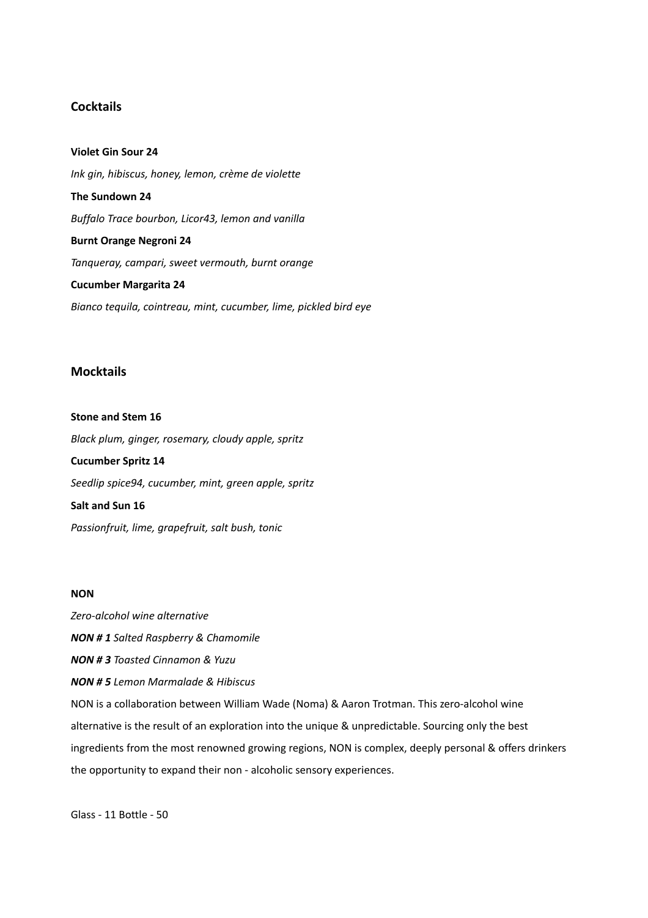## Cocktails

**Violet Gin Sour 24**

*Ink gin, hibiscus, honey, lemon, crème de violette*

**The Sundown 24**

*Buffalo Trace bourbon, Licor43, lemon and vanilla*

**Burnt Orange Negroni 24**

*Tanqueray, campari, sweet vermouth, burnt orange*

**Cucumber Margarita 24**

*Bianco tequila, cointreau, mint, cucumber, lime, pickled bird eye*

## Mocktails

**Stone and Stem 16**

*Black plum, ginger, rosemary, cloudy apple, spritz*

**Cucumber Spritz 14**

*Seedlip spice94, cucumber, mint, green apple, spritz*

**Salt and Sun 16**

*Passionfruit, lime, grapefruit, salt bush, tonic*

**NON**

*Zero-alcohol wine alternative*

***NON # 1*** *Salted Raspberry & Chamomile*

***NON # 3*** *Toasted Cinnamon & Yuzu*

***NON # 5*** *Lemon Marmalade & Hibiscus*

NON is a collaboration between William Wade (Noma) & Aaron Trotman. This zero-alcohol wine alternative is the result of an exploration into the unique & unpredictable. Sourcing only the best ingredients from the most renowned growing regions, NON is complex, deeply personal & offers drinkers the opportunity to expand their non - alcoholic sensory experiences.

Glass - 11 Bottle - 50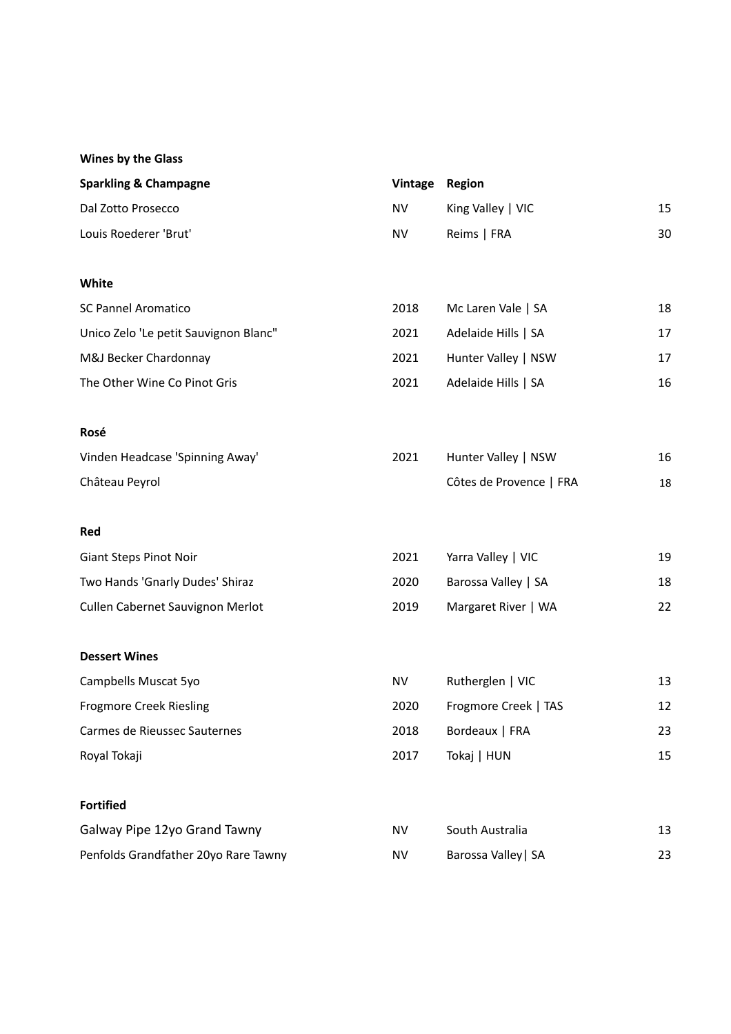## Wines by the Glass

| Sparkling & Champagne | Vintage | Region | |
|---|---|---|---|
| Dal Zotto Prosecco | NV | King Valley \| VIC | 15 |
| Louis Roederer 'Brut' | NV | Reims \| FRA | 30 |
| **White** | | | |
| SC Pannel Aromatico | 2018 | Mc Laren Vale \| SA | 18 |
| Unico Zelo 'Le petit Sauvignon Blanc" | 2021 | Adelaide Hills \| SA | 17 |
| M&J Becker Chardonnay | 2021 | Hunter Valley \| NSW | 17 |
| The Other Wine Co Pinot Gris | 2021 | Adelaide Hills \| SA | 16 |
| **Rosé** | | | |
| Vinden Headcase 'Spinning Away' | 2021 | Hunter Valley \| NSW | 16 |
| Château Peyrol | | Côtes de Provence \| FRA | 18 |
| **Red** | | | |
| Giant Steps Pinot Noir | 2021 | Yarra Valley \| VIC | 19 |
| Two Hands 'Gnarly Dudes' Shiraz | 2020 | Barossa Valley \| SA | 18 |
| Cullen Cabernet Sauvignon Merlot | 2019 | Margaret River \| WA | 22 |
| **Dessert Wines** | | | |
| Campbells Muscat 5yo | NV | Rutherglen \| VIC | 13 |
| Frogmore Creek Riesling | 2020 | Frogmore Creek \| TAS | 12 |
| Carmes de Rieussec Sauternes | 2018 | Bordeaux \| FRA | 23 |
| Royal Tokaji | 2017 | Tokaj \| HUN | 15 |
| **Fortified** | | | |
| Galway Pipe 12yo Grand Tawny | NV | South Australia | 13 |
| Penfolds Grandfather 20yo Rare Tawny | NV | Barossa Valley\| SA | 23 |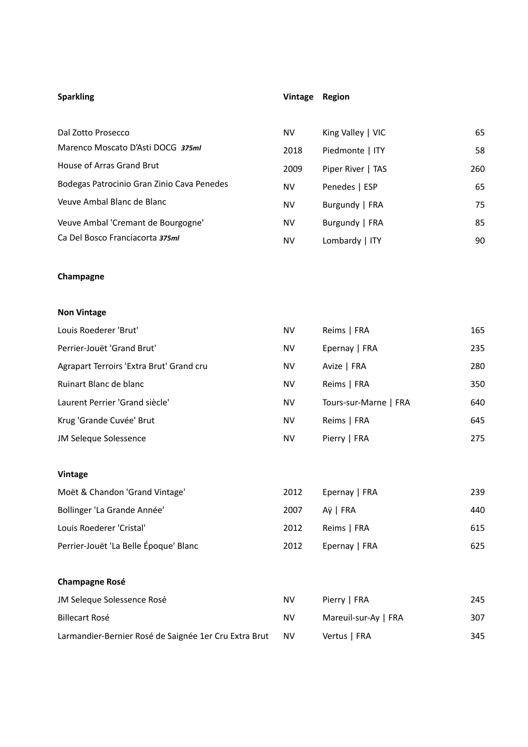| **Sparkling** | **Vintage** | **Region** | |
|---|---|---|---|
| Dal Zotto Prosecco | NV | King Valley \| VIC | 65 |
| Marenco Moscato D'Asti DOCG ***375ml*** | 2018 | Piedmonte \| ITY | 58 |
| House of Arras Grand Brut | 2009 | Piper River \| TAS | 260 |
| Bodegas Patrocinio Gran Zinio Cava Penedes | NV | Penedes \| ESP | 65 |
| Veuve Ambal Blanc de Blanc | NV | Burgundy \| FRA | 75 |
| Veuve Ambal 'Cremant de Bourgogne' | NV | Burgundy \| FRA | 85 |
| Ca Del Bosco Franciacorta ***375ml*** | NV | Lombardy \| ITY | 90 |

**Champagne**

**Non Vintage**

| | | | |
|---|---|---|---|
| Louis Roederer 'Brut' | NV | Reims \| FRA | 165 |
| Perrier-Jouët 'Grand Brut' | NV | Epernay \| FRA | 235 |
| Agrapart Terroirs 'Extra Brut' Grand cru | NV | Avize \| FRA | 280 |
| Ruinart Blanc de blanc | NV | Reims \| FRA | 350 |
| Laurent Perrier 'Grand siècle' | NV | Tours-sur-Marne \| FRA | 640 |
| Krug 'Grande Cuvée' Brut | NV | Reims \| FRA | 645 |
| JM Seleque Solessence | NV | Pierry \| FRA | 275 |

**Vintage**

| | | | |
|---|---|---|---|
| Moët & Chandon 'Grand Vintage' | 2012 | Epernay \| FRA | 239 |
| Bollinger 'La Grande Année' | 2007 | Aÿ \| FRA | 440 |
| Louis Roederer 'Cristal' | 2012 | Reims \| FRA | 615 |
| Perrier-Jouët 'La Belle Époque' Blanc | 2012 | Epernay \| FRA | 625 |

**Champagne Rosé**

| | | | |
|---|---|---|---|
| JM Seleque Solessence Rosé | NV | Pierry \| FRA | 245 |
| Billecart Rosé | NV | Mareuil-sur-Ay \| FRA | 307 |
| Larmandier-Bernier Rosé de Saignée 1er Cru Extra Brut | NV | Vertus \| FRA | 345 |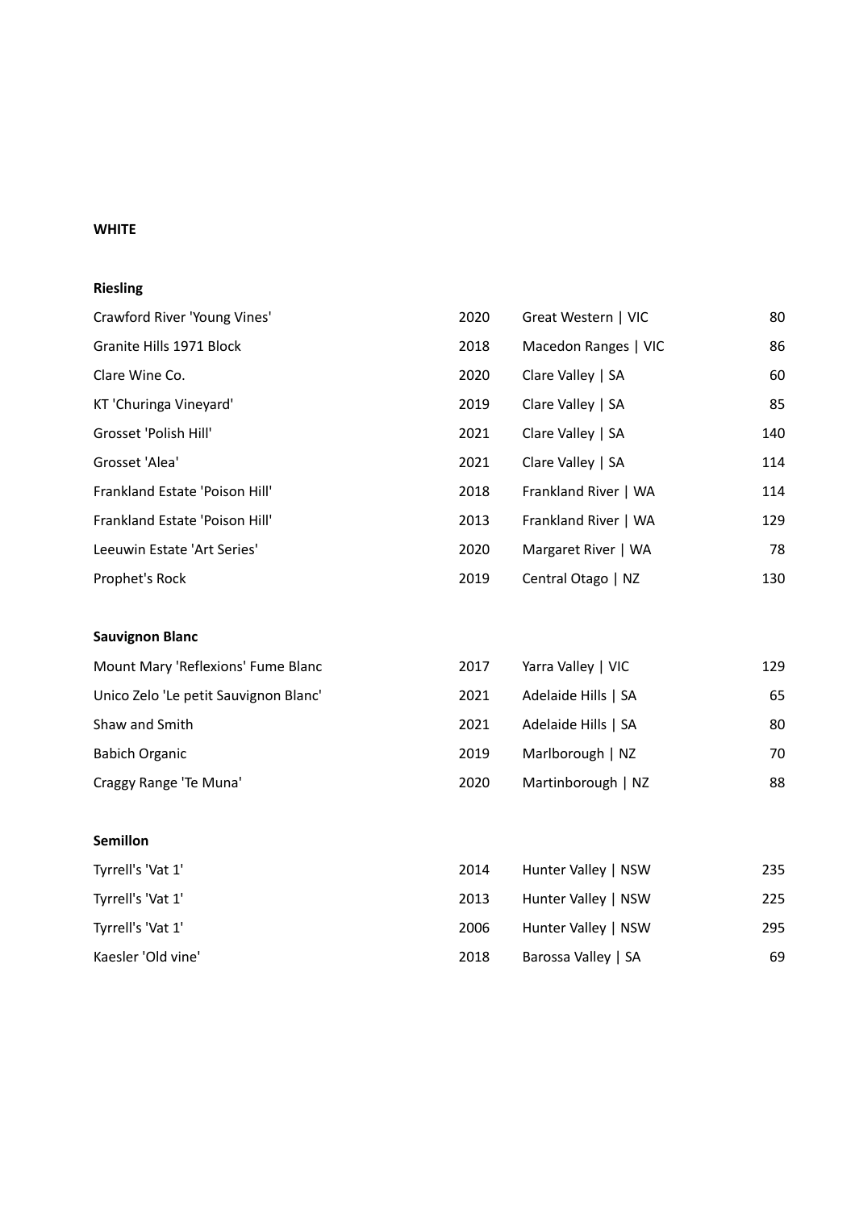## WHITE

### Riesling

| | | | |
|---|---|---|---|
| Crawford River 'Young Vines' | 2020 | Great Western \| VIC | 80 |
| Granite Hills 1971 Block | 2018 | Macedon Ranges \| VIC | 86 |
| Clare Wine Co. | 2020 | Clare Valley \| SA | 60 |
| KT 'Churinga Vineyard' | 2019 | Clare Valley \| SA | 85 |
| Grosset 'Polish Hill' | 2021 | Clare Valley \| SA | 140 |
| Grosset 'Alea' | 2021 | Clare Valley \| SA | 114 |
| Frankland Estate 'Poison Hill' | 2018 | Frankland River \| WA | 114 |
| Frankland Estate 'Poison Hill' | 2013 | Frankland River \| WA | 129 |
| Leeuwin Estate 'Art Series' | 2020 | Margaret River \| WA | 78 |
| Prophet's Rock | 2019 | Central Otago \| NZ | 130 |

### Sauvignon Blanc

| | | | |
|---|---|---|---|
| Mount Mary 'Reflexions' Fume Blanc | 2017 | Yarra Valley \| VIC | 129 |
| Unico Zelo 'Le petit Sauvignon Blanc' | 2021 | Adelaide Hills \| SA | 65 |
| Shaw and Smith | 2021 | Adelaide Hills \| SA | 80 |
| Babich Organic | 2019 | Marlborough \| NZ | 70 |
| Craggy Range 'Te Muna' | 2020 | Martinborough \| NZ | 88 |

### Semillon

| | | | |
|---|---|---|---|
| Tyrrell's 'Vat 1' | 2014 | Hunter Valley \| NSW | 235 |
| Tyrrell's 'Vat 1' | 2013 | Hunter Valley \| NSW | 225 |
| Tyrrell's 'Vat 1' | 2006 | Hunter Valley \| NSW | 295 |
| Kaesler 'Old vine' | 2018 | Barossa Valley \| SA | 69 |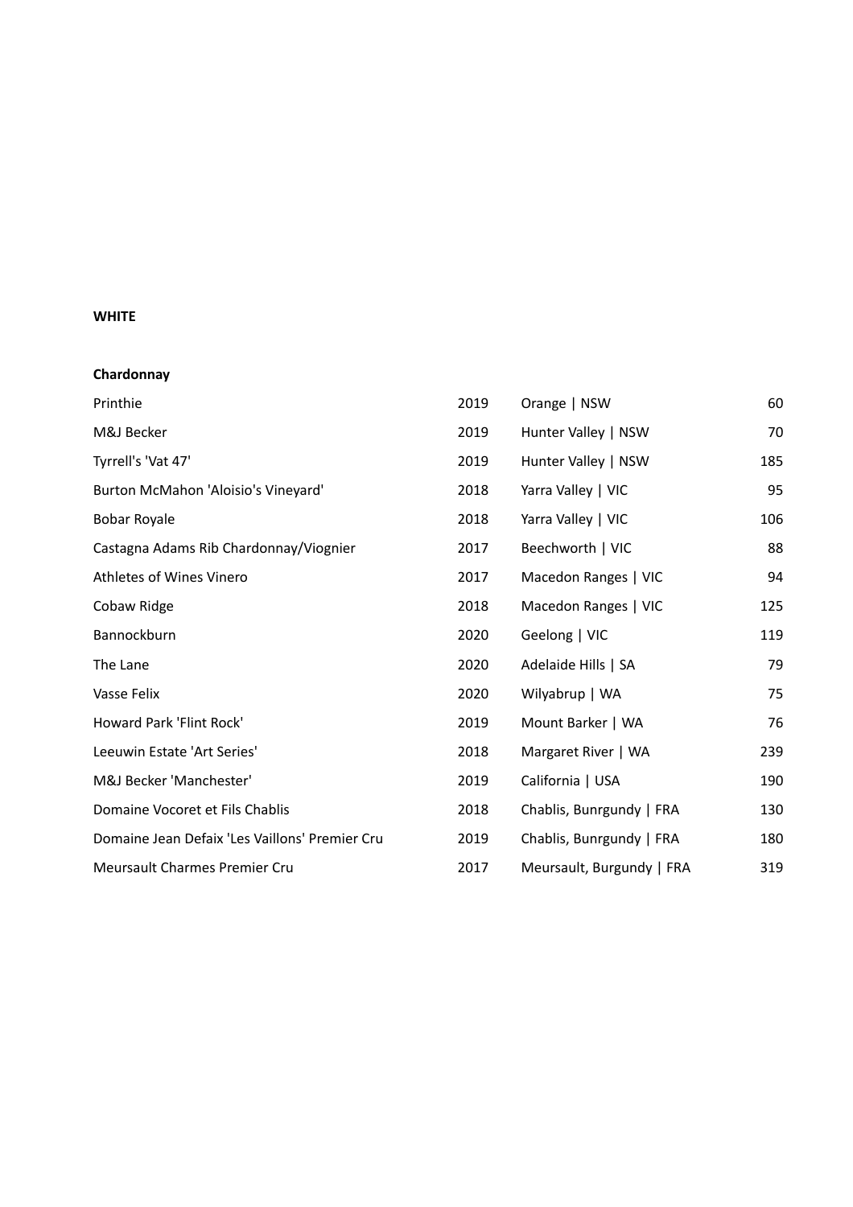**WHITE**

**Chardonnay**

| Wine | Vintage | Region | Price |
|---|---|---|---|
| Printhie | 2019 | Orange \| NSW | 60 |
| M&J Becker | 2019 | Hunter Valley \| NSW | 70 |
| Tyrrell's 'Vat 47' | 2019 | Hunter Valley \| NSW | 185 |
| Burton McMahon 'Aloisio's Vineyard' | 2018 | Yarra Valley \| VIC | 95 |
| Bobar Royale | 2018 | Yarra Valley \| VIC | 106 |
| Castagna Adams Rib Chardonnay/Viognier | 2017 | Beechworth \| VIC | 88 |
| Athletes of Wines Vinero | 2017 | Macedon Ranges \| VIC | 94 |
| Cobaw Ridge | 2018 | Macedon Ranges \| VIC | 125 |
| Bannockburn | 2020 | Geelong \| VIC | 119 |
| The Lane | 2020 | Adelaide Hills \| SA | 79 |
| Vasse Felix | 2020 | Wilyabrup \| WA | 75 |
| Howard Park 'Flint Rock' | 2019 | Mount Barker \| WA | 76 |
| Leeuwin Estate 'Art Series' | 2018 | Margaret River \| WA | 239 |
| M&J Becker 'Manchester' | 2019 | California \| USA | 190 |
| Domaine Vocoret et Fils Chablis | 2018 | Chablis, Bunrgundy \| FRA | 130 |
| Domaine Jean Defaix 'Les Vaillons' Premier Cru | 2019 | Chablis, Bunrgundy \| FRA | 180 |
| Meursault Charmes Premier Cru | 2017 | Meursault, Burgundy \| FRA | 319 |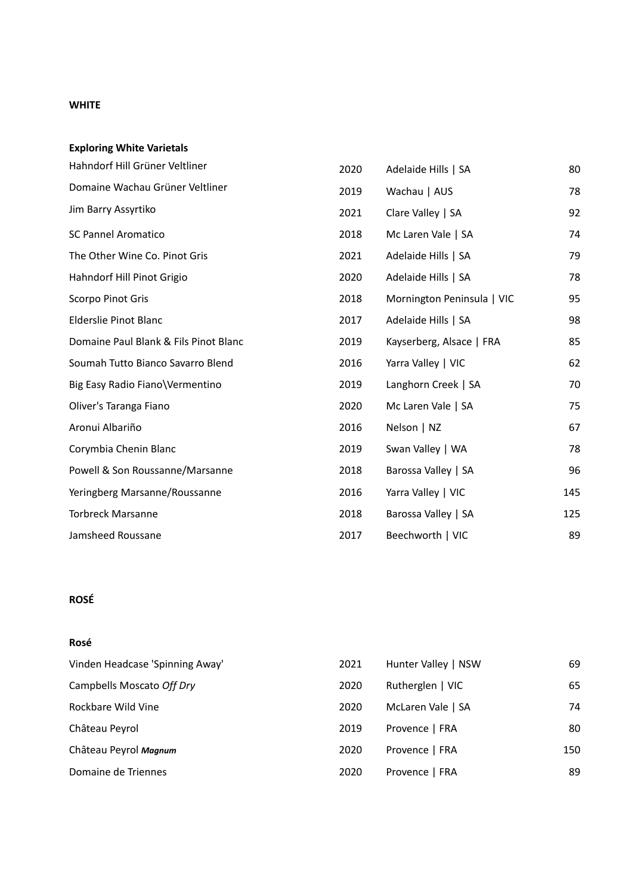## WHITE

### Exploring White Varietals

| | | | |
|---|---|---|---|
| Hahndorf Hill Grüner Veltliner | 2020 | Adelaide Hills \| SA | 80 |
| Domaine Wachau Grüner Veltliner | 2019 | Wachau \| AUS | 78 |
| Jim Barry Assyrtiko | 2021 | Clare Valley \| SA | 92 |
| SC Pannel Aromatico | 2018 | Mc Laren Vale \| SA | 74 |
| The Other Wine Co. Pinot Gris | 2021 | Adelaide Hills \| SA | 79 |
| Hahndorf Hill Pinot Grigio | 2020 | Adelaide Hills \| SA | 78 |
| Scorpo Pinot Gris | 2018 | Mornington Peninsula \| VIC | 95 |
| Elderslie Pinot Blanc | 2017 | Adelaide Hills \| SA | 98 |
| Domaine Paul Blank & Fils Pinot Blanc | 2019 | Kayserberg, Alsace \| FRA | 85 |
| Soumah Tutto Bianco Savarro Blend | 2016 | Yarra Valley \| VIC | 62 |
| Big Easy Radio Fiano\Vermentino | 2019 | Langhorn Creek \| SA | 70 |
| Oliver's Taranga Fiano | 2020 | Mc Laren Vale \| SA | 75 |
| Aronui Albariño | 2016 | Nelson \| NZ | 67 |
| Corymbia Chenin Blanc | 2019 | Swan Valley \| WA | 78 |
| Powell & Son Roussanne/Marsanne | 2018 | Barossa Valley \| SA | 96 |
| Yeringberg Marsanne/Roussanne | 2016 | Yarra Valley \| VIC | 145 |
| Torbreck Marsanne | 2018 | Barossa Valley \| SA | 125 |
| Jamsheed Roussane | 2017 | Beechworth \| VIC | 89 |

## ROSÉ

### Rosé

| | | | |
|---|---|---|---|
| Vinden Headcase 'Spinning Away' | 2021 | Hunter Valley \| NSW | 69 |
| Campbells Moscato *Off Dry* | 2020 | Rutherglen \| VIC | 65 |
| Rockbare Wild Vine | 2020 | McLaren Vale \| SA | 74 |
| Château Peyrol | 2019 | Provence \| FRA | 80 |
| Château Peyrol ***Magnum*** | 2020 | Provence \| FRA | 150 |
| Domaine de Triennes | 2020 | Provence \| FRA | 89 |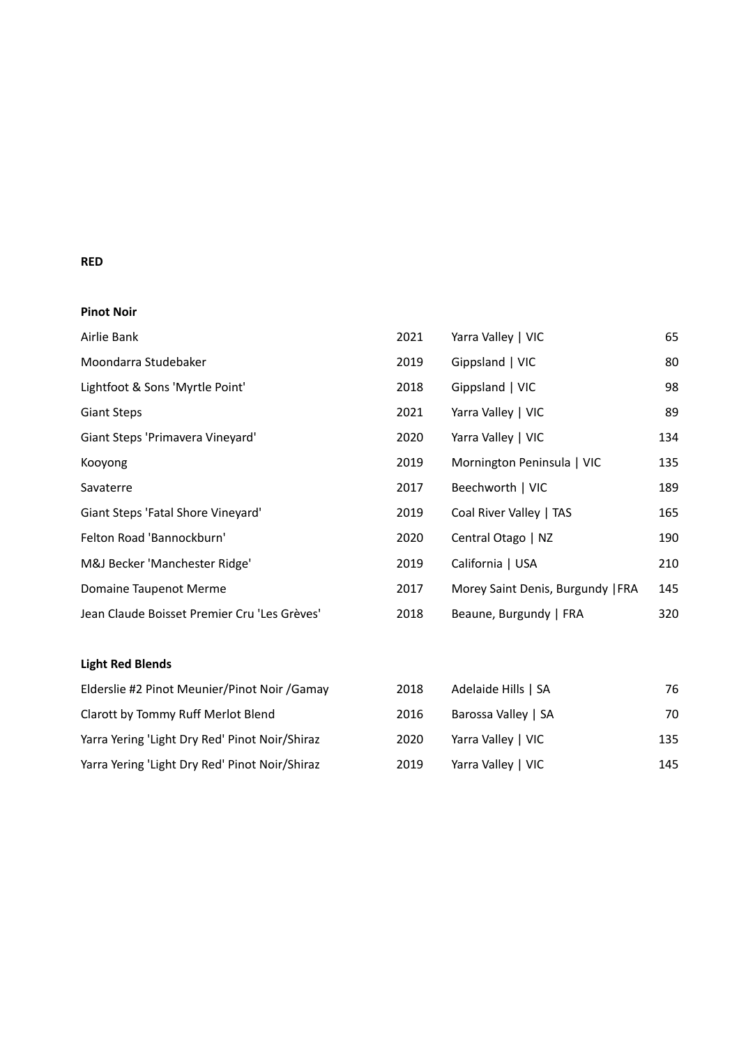**RED**

**Pinot Noir**

| | | | |
|---|---|---|---|
| Airlie Bank | 2021 | Yarra Valley \| VIC | 65 |
| Moondarra Studebaker | 2019 | Gippsland \| VIC | 80 |
| Lightfoot & Sons 'Myrtle Point' | 2018 | Gippsland \| VIC | 98 |
| Giant Steps | 2021 | Yarra Valley \| VIC | 89 |
| Giant Steps 'Primavera Vineyard' | 2020 | Yarra Valley \| VIC | 134 |
| Kooyong | 2019 | Mornington Peninsula \| VIC | 135 |
| Savaterre | 2017 | Beechworth \| VIC | 189 |
| Giant Steps 'Fatal Shore Vineyard' | 2019 | Coal River Valley \| TAS | 165 |
| Felton Road 'Bannockburn' | 2020 | Central Otago \| NZ | 190 |
| M&J Becker 'Manchester Ridge' | 2019 | California \| USA | 210 |
| Domaine Taupenot Merme | 2017 | Morey Saint Denis, Burgundy \|FRA | 145 |
| Jean Claude Boisset Premier Cru 'Les Grèves' | 2018 | Beaune, Burgundy \| FRA | 320 |

**Light Red Blends**

| | | | |
|---|---|---|---|
| Elderslie #2 Pinot Meunier/Pinot Noir /Gamay | 2018 | Adelaide Hills \| SA | 76 |
| Clarott by Tommy Ruff Merlot Blend | 2016 | Barossa Valley \| SA | 70 |
| Yarra Yering 'Light Dry Red' Pinot Noir/Shiraz | 2020 | Yarra Valley \| VIC | 135 |
| Yarra Yering 'Light Dry Red' Pinot Noir/Shiraz | 2019 | Yarra Valley \| VIC | 145 |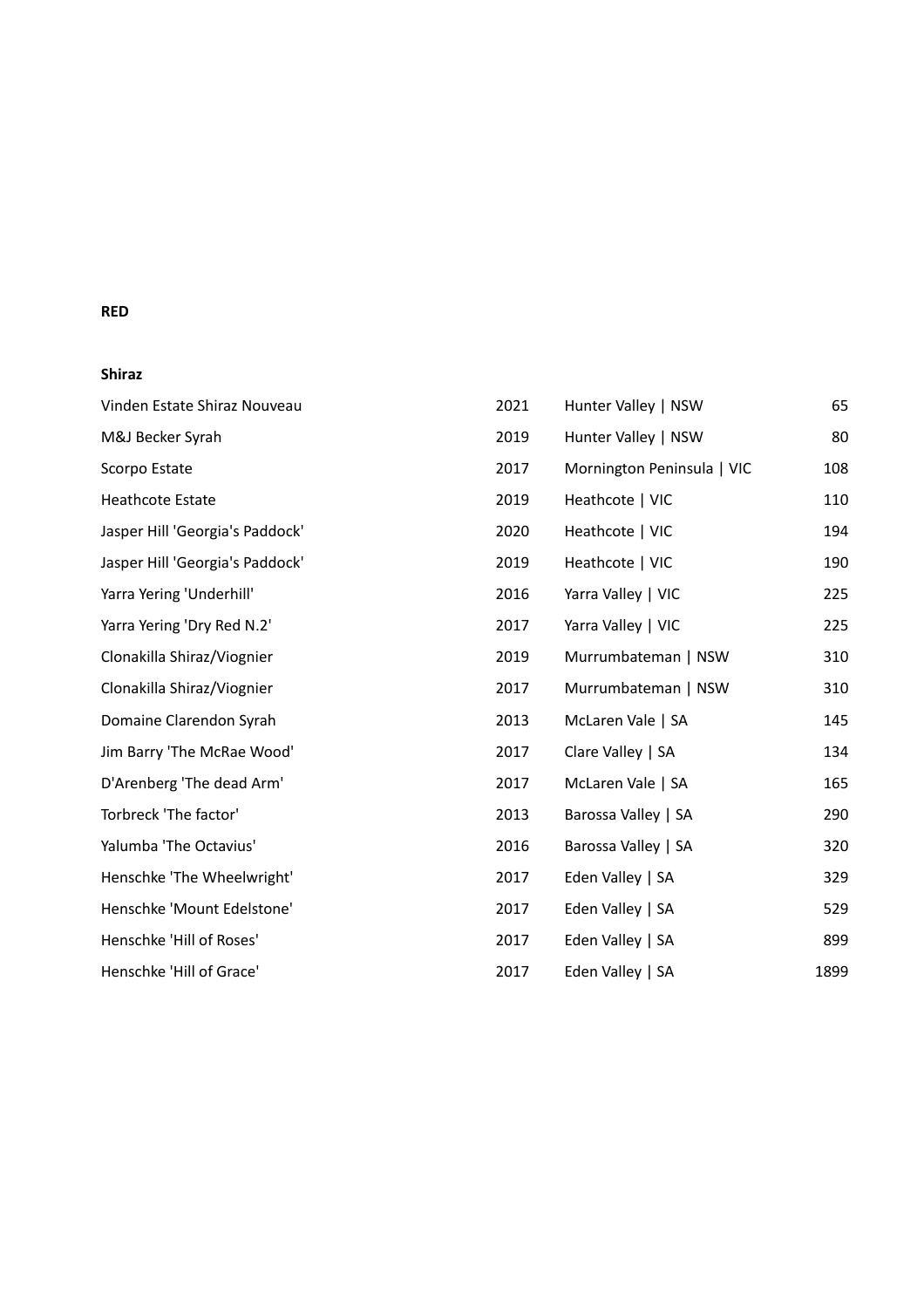**RED**

**Shiraz**

| | | | |
|---|---|---|---|
| Vinden Estate Shiraz Nouveau | 2021 | Hunter Valley \| NSW | 65 |
| M&J Becker Syrah | 2019 | Hunter Valley \| NSW | 80 |
| Scorpo Estate | 2017 | Mornington Peninsula \| VIC | 108 |
| Heathcote Estate | 2019 | Heathcote \| VIC | 110 |
| Jasper Hill 'Georgia's Paddock' | 2020 | Heathcote \| VIC | 194 |
| Jasper Hill 'Georgia's Paddock' | 2019 | Heathcote \| VIC | 190 |
| Yarra Yering 'Underhill' | 2016 | Yarra Valley \| VIC | 225 |
| Yarra Yering 'Dry Red N.2' | 2017 | Yarra Valley \| VIC | 225 |
| Clonakilla Shiraz/Viognier | 2019 | Murrumbateman \| NSW | 310 |
| Clonakilla Shiraz/Viognier | 2017 | Murrumbateman \| NSW | 310 |
| Domaine Clarendon Syrah | 2013 | McLaren Vale \| SA | 145 |
| Jim Barry 'The McRae Wood' | 2017 | Clare Valley \| SA | 134 |
| D'Arenberg 'The dead Arm' | 2017 | McLaren Vale \| SA | 165 |
| Torbreck 'The factor' | 2013 | Barossa Valley \| SA | 290 |
| Yalumba 'The Octavius' | 2016 | Barossa Valley \| SA | 320 |
| Henschke 'The Wheelwright' | 2017 | Eden Valley \| SA | 329 |
| Henschke 'Mount Edelstone' | 2017 | Eden Valley \| SA | 529 |
| Henschke 'Hill of Roses' | 2017 | Eden Valley \| SA | 899 |
| Henschke 'Hill of Grace' | 2017 | Eden Valley \| SA | 1899 |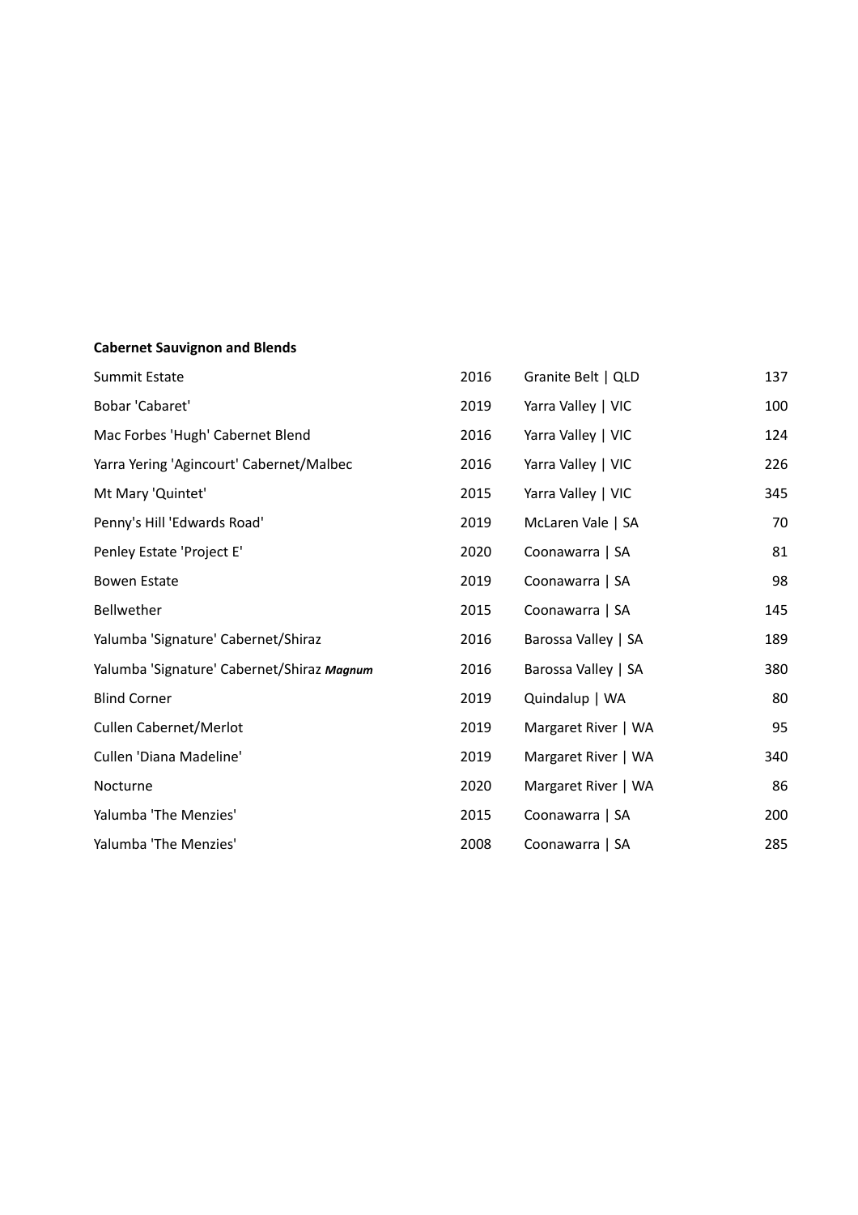**Cabernet Sauvignon and Blends**

| | | | |
|---|---|---|---|
| Summit Estate | 2016 | Granite Belt \| QLD | 137 |
| Bobar 'Cabaret' | 2019 | Yarra Valley \| VIC | 100 |
| Mac Forbes 'Hugh' Cabernet Blend | 2016 | Yarra Valley \| VIC | 124 |
| Yarra Yering 'Agincourt' Cabernet/Malbec | 2016 | Yarra Valley \| VIC | 226 |
| Mt Mary 'Quintet' | 2015 | Yarra Valley \| VIC | 345 |
| Penny's Hill 'Edwards Road' | 2019 | McLaren Vale \| SA | 70 |
| Penley Estate 'Project E' | 2020 | Coonawarra \| SA | 81 |
| Bowen Estate | 2019 | Coonawarra \| SA | 98 |
| Bellwether | 2015 | Coonawarra \| SA | 145 |
| Yalumba 'Signature' Cabernet/Shiraz | 2016 | Barossa Valley \| SA | 189 |
| Yalumba 'Signature' Cabernet/Shiraz ***Magnum*** | 2016 | Barossa Valley \| SA | 380 |
| Blind Corner | 2019 | Quindalup \| WA | 80 |
| Cullen Cabernet/Merlot | 2019 | Margaret River \| WA | 95 |
| Cullen 'Diana Madeline' | 2019 | Margaret River \| WA | 340 |
| Nocturne | 2020 | Margaret River \| WA | 86 |
| Yalumba 'The Menzies' | 2015 | Coonawarra \| SA | 200 |
| Yalumba 'The Menzies' | 2008 | Coonawarra \| SA | 285 |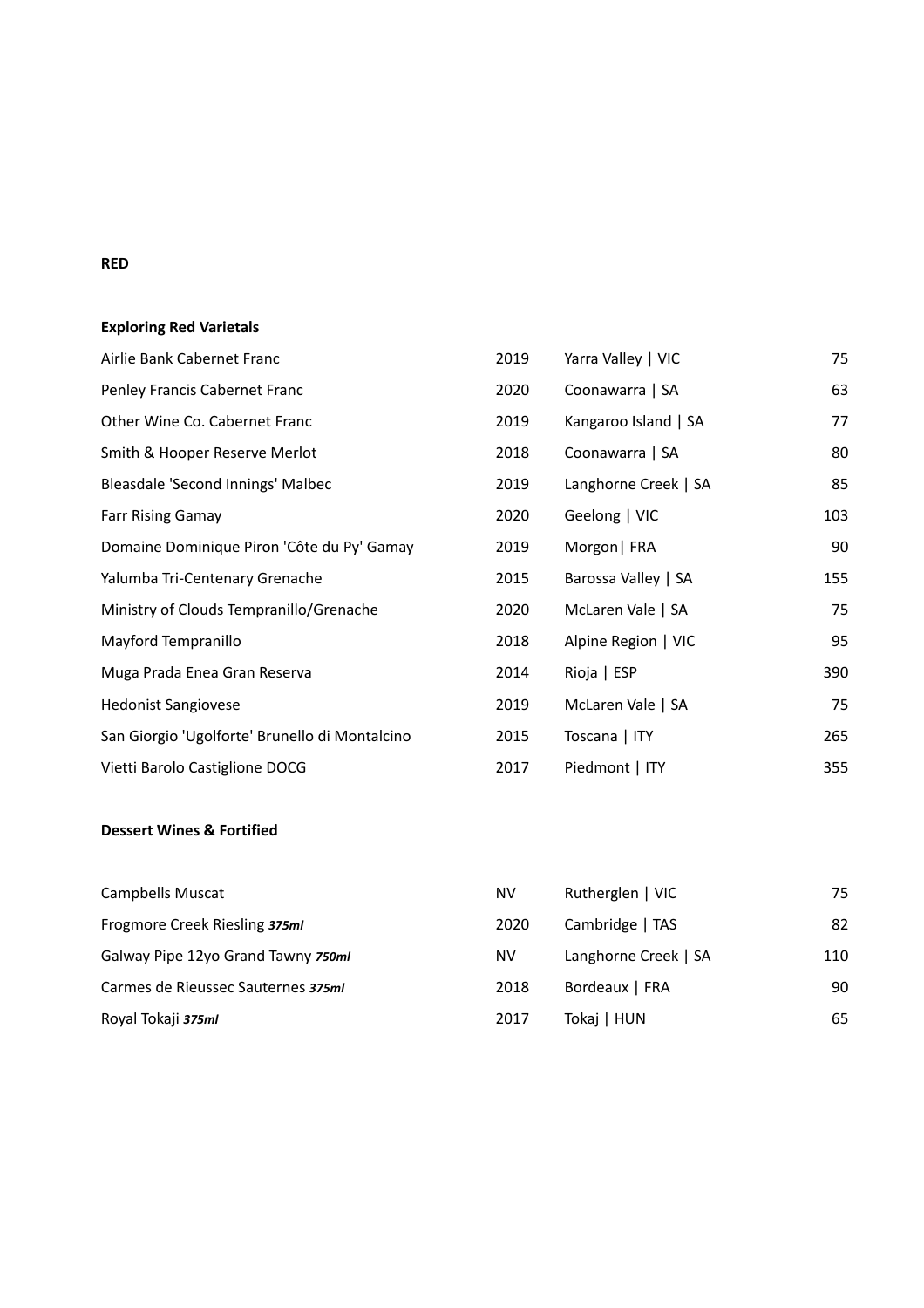**RED**

**Exploring Red Varietals**

| | | | |
|---|---|---|---|
| Airlie Bank Cabernet Franc | 2019 | Yarra Valley \| VIC | 75 |
| Penley Francis Cabernet Franc | 2020 | Coonawarra \| SA | 63 |
| Other Wine Co. Cabernet Franc | 2019 | Kangaroo Island \| SA | 77 |
| Smith & Hooper Reserve Merlot | 2018 | Coonawarra \| SA | 80 |
| Bleasdale 'Second Innings' Malbec | 2019 | Langhorne Creek \| SA | 85 |
| Farr Rising Gamay | 2020 | Geelong \| VIC | 103 |
| Domaine Dominique Piron 'Côte du Py' Gamay | 2019 | Morgon\| FRA | 90 |
| Yalumba Tri-Centenary Grenache | 2015 | Barossa Valley \| SA | 155 |
| Ministry of Clouds Tempranillo/Grenache | 2020 | McLaren Vale \| SA | 75 |
| Mayford Tempranillo | 2018 | Alpine Region \| VIC | 95 |
| Muga Prada Enea Gran Reserva | 2014 | Rioja \| ESP | 390 |
| Hedonist Sangiovese | 2019 | McLaren Vale \| SA | 75 |
| San Giorgio 'Ugolforte' Brunello di Montalcino | 2015 | Toscana \| ITY | 265 |
| Vietti Barolo Castiglione DOCG | 2017 | Piedmont \| ITY | 355 |

**Dessert Wines & Fortified**

| | | | |
|---|---|---|---|
| Campbells Muscat | NV | Rutherglen \| VIC | 75 |
| Frogmore Creek Riesling ***375ml*** | 2020 | Cambridge \| TAS | 82 |
| Galway Pipe 12yo Grand Tawny ***750ml*** | NV | Langhorne Creek \| SA | 110 |
| Carmes de Rieussec Sauternes ***375ml*** | 2018 | Bordeaux \| FRA | 90 |
| Royal Tokaji ***375ml*** | 2017 | Tokaj \| HUN | 65 |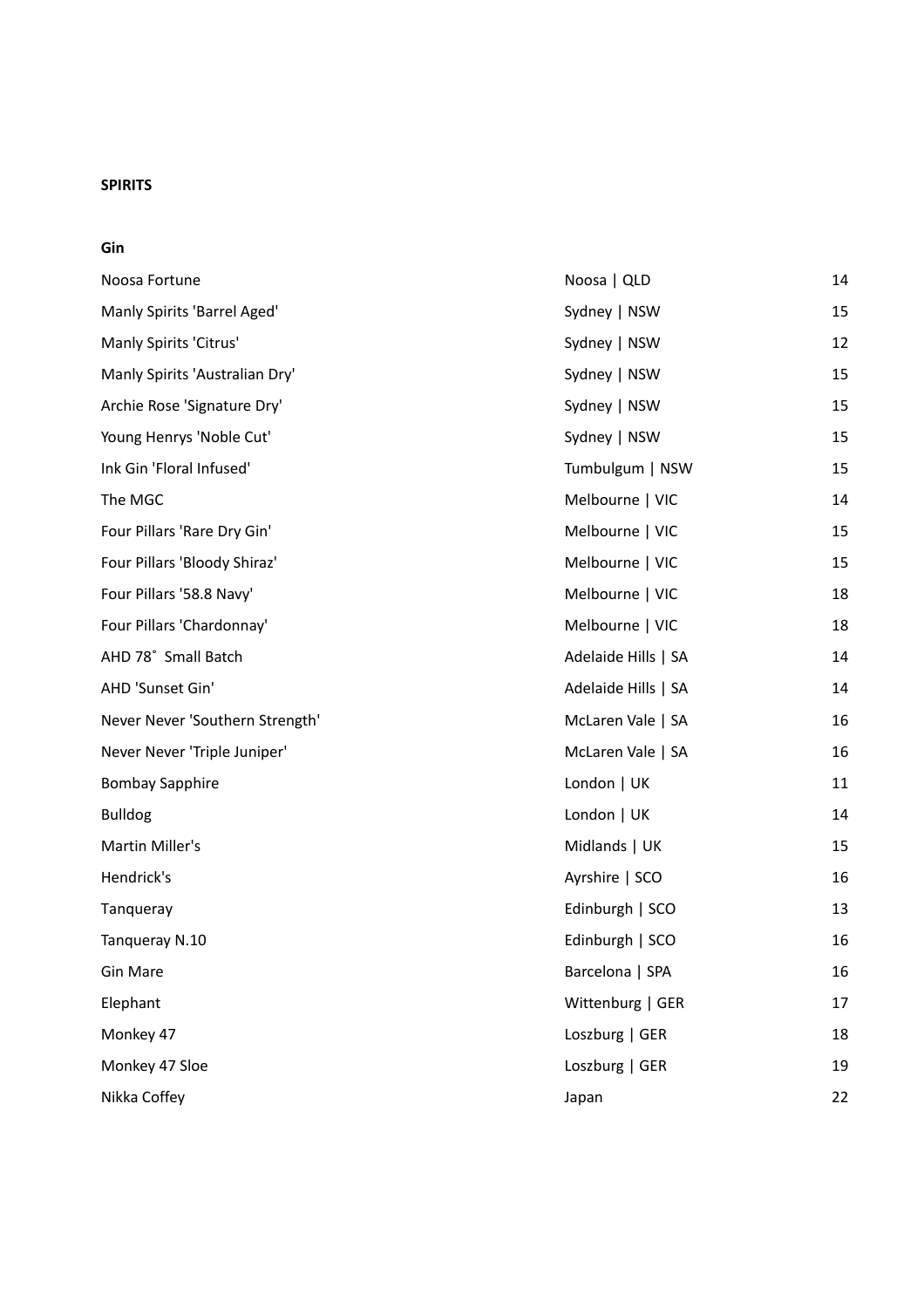**SPIRITS**

**Gin**

| | | |
|---|---|---|
| Noosa Fortune | Noosa \| QLD | 14 |
| Manly Spirits 'Barrel Aged' | Sydney \| NSW | 15 |
| Manly Spirits 'Citrus' | Sydney \| NSW | 12 |
| Manly Spirits 'Australian Dry' | Sydney \| NSW | 15 |
| Archie Rose 'Signature Dry' | Sydney \| NSW | 15 |
| Young Henrys 'Noble Cut' | Sydney \| NSW | 15 |
| Ink Gin 'Floral Infused' | Tumbulgum \| NSW | 15 |
| The MGC | Melbourne \| VIC | 14 |
| Four Pillars 'Rare Dry Gin' | Melbourne \| VIC | 15 |
| Four Pillars 'Bloody Shiraz' | Melbourne \| VIC | 15 |
| Four Pillars '58.8 Navy' | Melbourne \| VIC | 18 |
| Four Pillars 'Chardonnay' | Melbourne \| VIC | 18 |
| AHD 78˚ Small Batch | Adelaide Hills \| SA | 14 |
| AHD 'Sunset Gin' | Adelaide Hills \| SA | 14 |
| Never Never 'Southern Strength' | McLaren Vale \| SA | 16 |
| Never Never 'Triple Juniper' | McLaren Vale \| SA | 16 |
| Bombay Sapphire | London \| UK | 11 |
| Bulldog | London \| UK | 14 |
| Martin Miller's | Midlands \| UK | 15 |
| Hendrick's | Ayrshire \| SCO | 16 |
| Tanqueray | Edinburgh \| SCO | 13 |
| Tanqueray N.10 | Edinburgh \| SCO | 16 |
| Gin Mare | Barcelona \| SPA | 16 |
| Elephant | Wittenburg \| GER | 17 |
| Monkey 47 | Loszburg \| GER | 18 |
| Monkey 47 Sloe | Loszburg \| GER | 19 |
| Nikka Coffey | Japan | 22 |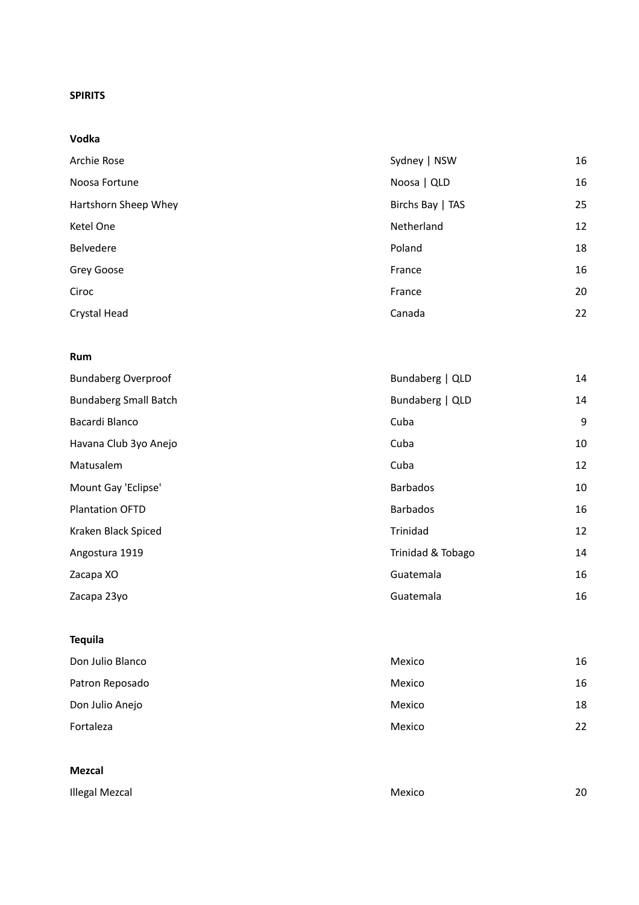**SPIRITS**

**Vodka**

| | | |
|---|---|---|
| Archie Rose | Sydney \| NSW | 16 |
| Noosa Fortune | Noosa \| QLD | 16 |
| Hartshorn Sheep Whey | Birchs Bay \| TAS | 25 |
| Ketel One | Netherland | 12 |
| Belvedere | Poland | 18 |
| Grey Goose | France | 16 |
| Ciroc | France | 20 |
| Crystal Head | Canada | 22 |

**Rum**

| | | |
|---|---|---|
| Bundaberg Overproof | Bundaberg \| QLD | 14 |
| Bundaberg Small Batch | Bundaberg \| QLD | 14 |
| Bacardi Blanco | Cuba | 9 |
| Havana Club 3yo Anejo | Cuba | 10 |
| Matusalem | Cuba | 12 |
| Mount Gay 'Eclipse' | Barbados | 10 |
| Plantation OFTD | Barbados | 16 |
| Kraken Black Spiced | Trinidad | 12 |
| Angostura 1919 | Trinidad & Tobago | 14 |
| Zacapa XO | Guatemala | 16 |
| Zacapa 23yo | Guatemala | 16 |

**Tequila**

| | | |
|---|---|---|
| Don Julio Blanco | Mexico | 16 |
| Patron Reposado | Mexico | 16 |
| Don Julio Anejo | Mexico | 18 |
| Fortaleza | Mexico | 22 |

**Mezcal**

| | | |
|---|---|---|
| Illegal Mezcal | Mexico | 20 |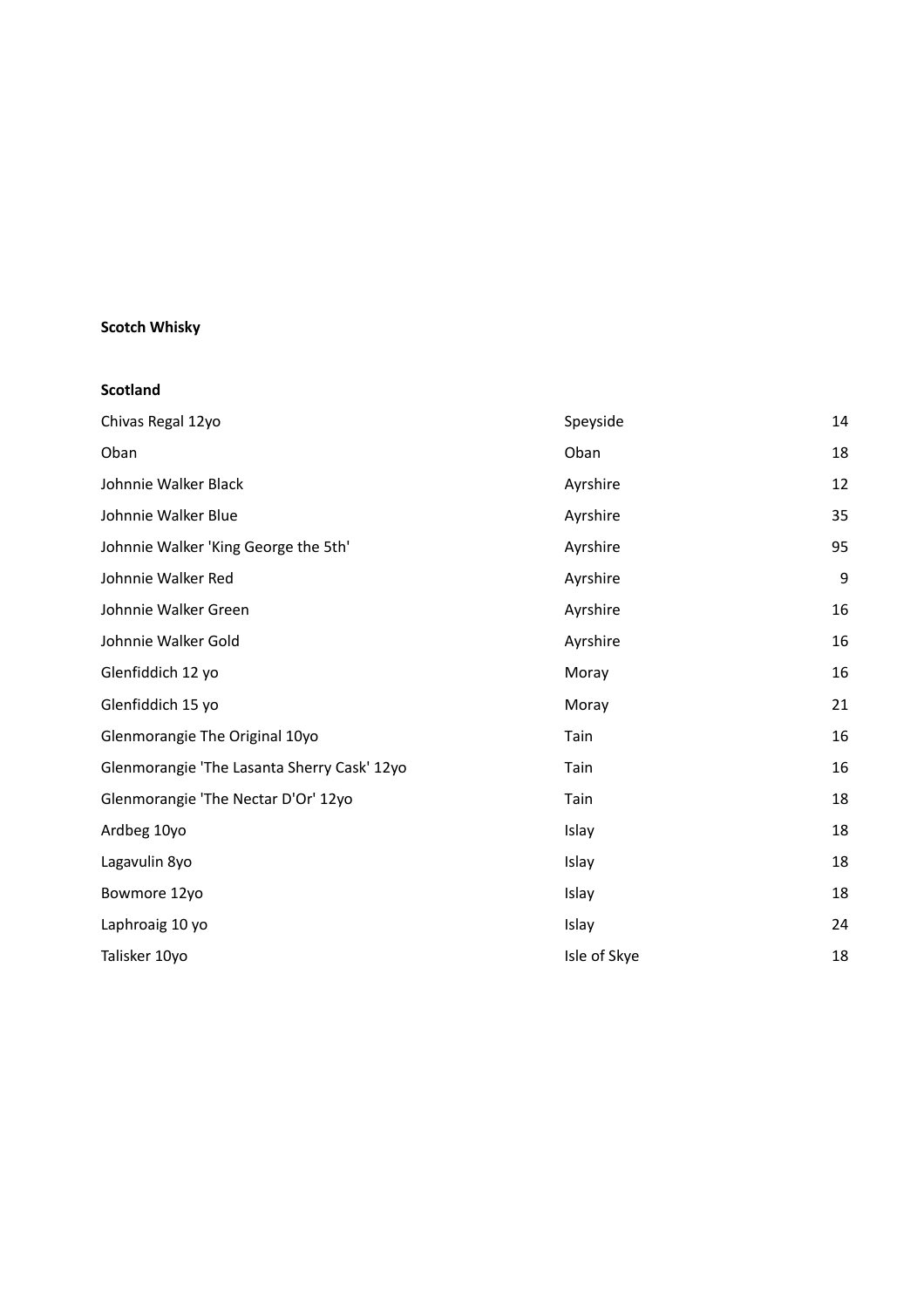**Scotch Whisky**

**Scotland**

| | | |
|---|---|---|
| Chivas Regal 12yo | Speyside | 14 |
| Oban | Oban | 18 |
| Johnnie Walker Black | Ayrshire | 12 |
| Johnnie Walker Blue | Ayrshire | 35 |
| Johnnie Walker 'King George the 5th' | Ayrshire | 95 |
| Johnnie Walker Red | Ayrshire | 9 |
| Johnnie Walker Green | Ayrshire | 16 |
| Johnnie Walker Gold | Ayrshire | 16 |
| Glenfiddich 12 yo | Moray | 16 |
| Glenfiddich 15 yo | Moray | 21 |
| Glenmorangie The Original 10yo | Tain | 16 |
| Glenmorangie 'The Lasanta Sherry Cask' 12yo | Tain | 16 |
| Glenmorangie 'The Nectar D'Or' 12yo | Tain | 18 |
| Ardbeg 10yo | Islay | 18 |
| Lagavulin 8yo | Islay | 18 |
| Bowmore 12yo | Islay | 18 |
| Laphroaig 10 yo | Islay | 24 |
| Talisker 10yo | Isle of Skye | 18 |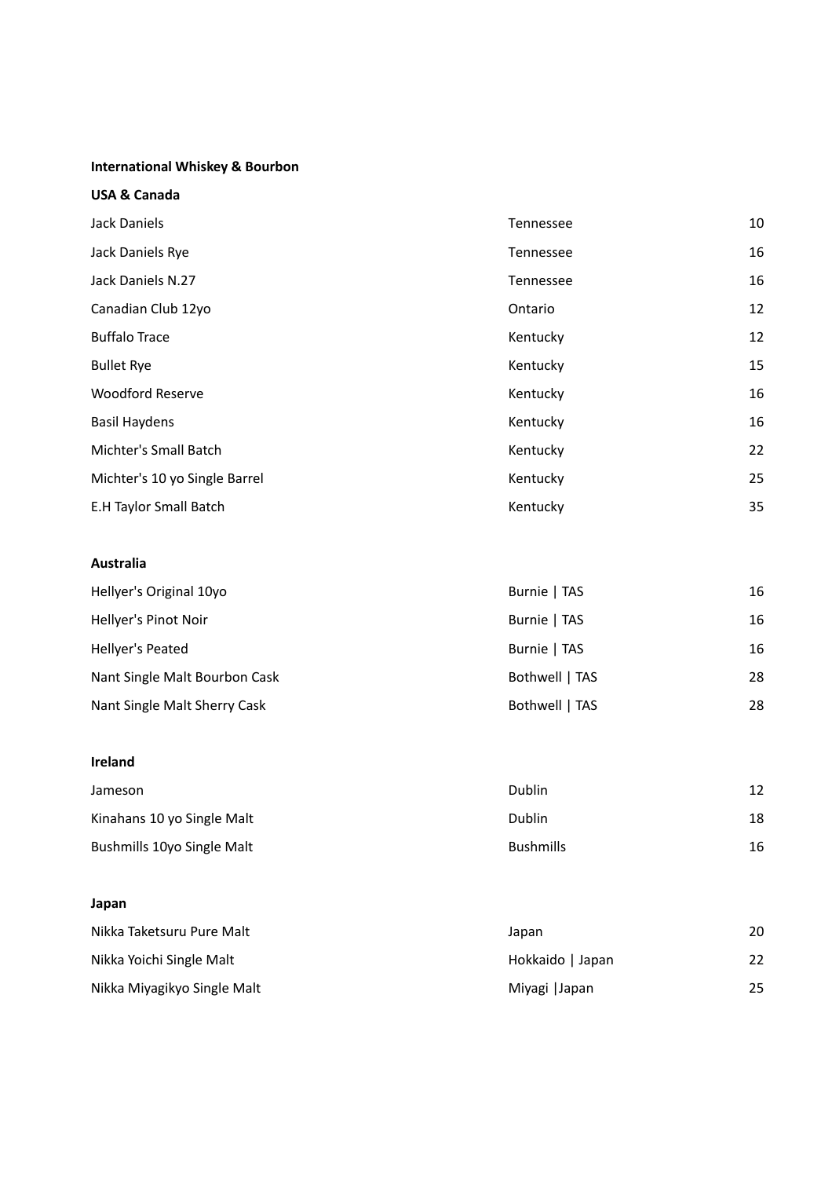**International Whiskey & Bourbon**

**USA & Canada**

| | | |
|---|---|---|
| Jack Daniels | Tennessee | 10 |
| Jack Daniels Rye | Tennessee | 16 |
| Jack Daniels N.27 | Tennessee | 16 |
| Canadian Club 12yo | Ontario | 12 |
| Buffalo Trace | Kentucky | 12 |
| Bullet Rye | Kentucky | 15 |
| Woodford Reserve | Kentucky | 16 |
| Basil Haydens | Kentucky | 16 |
| Michter's Small Batch | Kentucky | 22 |
| Michter's 10 yo Single Barrel | Kentucky | 25 |
| E.H Taylor Small Batch | Kentucky | 35 |

**Australia**

| | | |
|---|---|---|
| Hellyer's Original 10yo | Burnie \| TAS | 16 |
| Hellyer's Pinot Noir | Burnie \| TAS | 16 |
| Hellyer's Peated | Burnie \| TAS | 16 |
| Nant Single Malt Bourbon Cask | Bothwell \| TAS | 28 |
| Nant Single Malt Sherry Cask | Bothwell \| TAS | 28 |

**Ireland**

| | | |
|---|---|---|
| Jameson | Dublin | 12 |
| Kinahans 10 yo Single Malt | Dublin | 18 |
| Bushmills 10yo Single Malt | Bushmills | 16 |

**Japan**

| | | |
|---|---|---|
| Nikka Taketsuru Pure Malt | Japan | 20 |
| Nikka Yoichi Single Malt | Hokkaido \| Japan | 22 |
| Nikka Miyagikyo Single Malt | Miyagi \|Japan | 25 |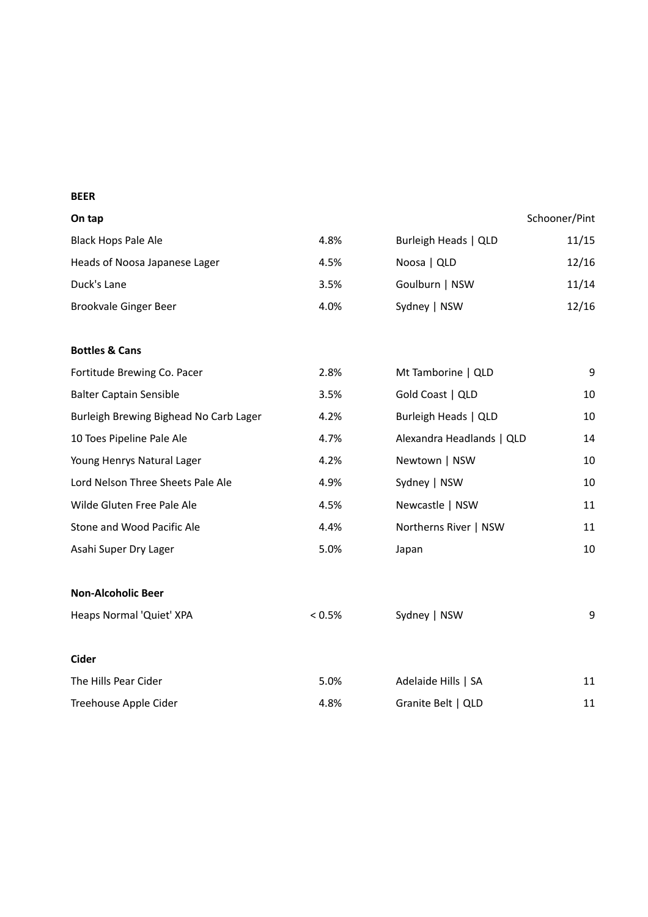## BEER

| On tap | | | Schooner/Pint |
|---|---|---|---|
| Black Hops Pale Ale | 4.8% | Burleigh Heads \| QLD | 11/15 |
| Heads of Noosa Japanese Lager | 4.5% | Noosa \| QLD | 12/16 |
| Duck's Lane | 3.5% | Goulburn \| NSW | 11/14 |
| Brookvale Ginger Beer | 4.0% | Sydney \| NSW | 12/16 |

| Bottles & Cans | | | |
|---|---|---|---|
| Fortitude Brewing Co. Pacer | 2.8% | Mt Tamborine \| QLD | 9 |
| Balter Captain Sensible | 3.5% | Gold Coast \| QLD | 10 |
| Burleigh Brewing Bighead No Carb Lager | 4.2% | Burleigh Heads \| QLD | 10 |
| 10 Toes Pipeline Pale Ale | 4.7% | Alexandra Headlands \| QLD | 14 |
| Young Henrys Natural Lager | 4.2% | Newtown \| NSW | 10 |
| Lord Nelson Three Sheets Pale Ale | 4.9% | Sydney \| NSW | 10 |
| Wilde Gluten Free Pale Ale | 4.5% | Newcastle \| NSW | 11 |
| Stone and Wood Pacific Ale | 4.4% | Northerns River \| NSW | 11 |
| Asahi Super Dry Lager | 5.0% | Japan | 10 |

| Non-Alcoholic Beer | | | |
|---|---|---|---|
| Heaps Normal 'Quiet' XPA | < 0.5% | Sydney \| NSW | 9 |

| Cider | | | |
|---|---|---|---|
| The Hills Pear Cider | 5.0% | Adelaide Hills \| SA | 11 |
| Treehouse Apple Cider | 4.8% | Granite Belt \| QLD | 11 |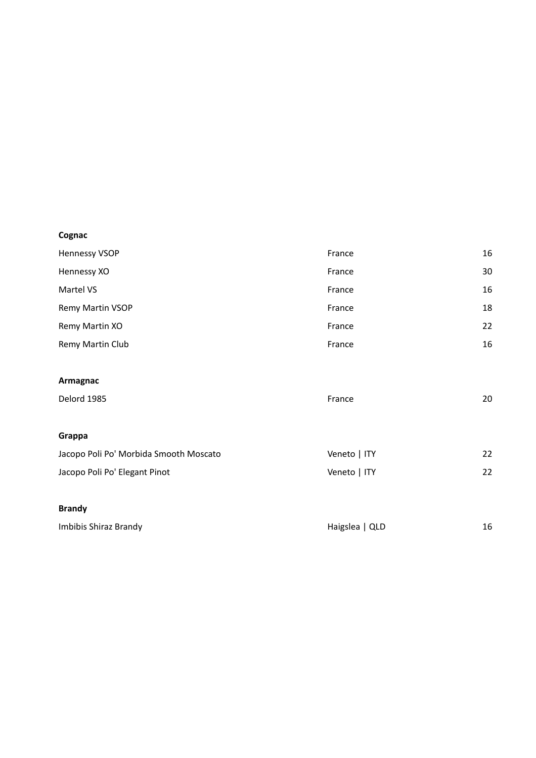**Cognac**

| | | |
|---|---|---|
| Hennessy VSOP | France | 16 |
| Hennessy XO | France | 30 |
| Martel VS | France | 16 |
| Remy Martin VSOP | France | 18 |
| Remy Martin XO | France | 22 |
| Remy Martin Club | France | 16 |

**Armagnac**

| | | |
|---|---|---|
| Delord 1985 | France | 20 |

**Grappa**

| | | |
|---|---|---|
| Jacopo Poli Po' Morbida Smooth Moscato | Veneto \| ITY | 22 |
| Jacopo Poli Po' Elegant Pinot | Veneto \| ITY | 22 |

**Brandy**

| | | |
|---|---|---|
| Imbibis Shiraz Brandy | Haigslea \| QLD | 16 |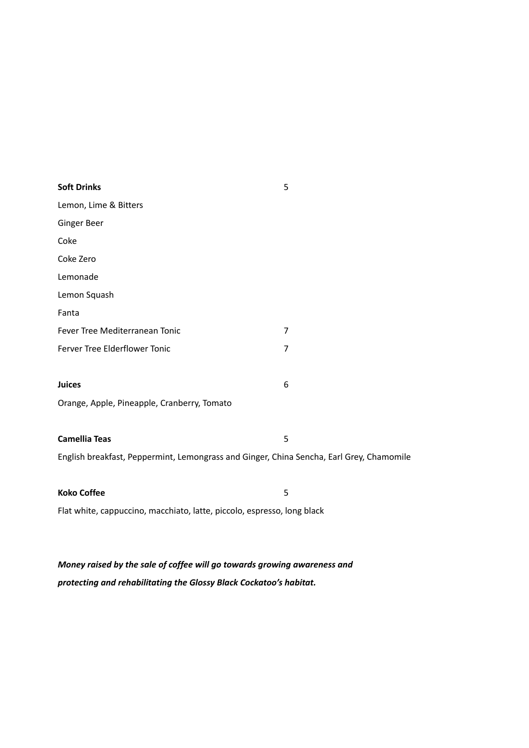| | |
|---|---|
| **Soft Drinks** | 5 |
| Lemon, Lime & Bitters | |
| Ginger Beer | |
| Coke | |
| Coke Zero | |
| Lemonade | |
| Lemon Squash | |
| Fanta | |
| Fever Tree Mediterranean Tonic | 7 |
| Ferver Tree Elderflower Tonic | 7 |

| | |
|---|---|
| **Juices** | 6 |
| Orange, Apple, Pineapple, Cranberry, Tomato | |

| | |
|---|---|
| **Camellia Teas** | 5 |
| English breakfast, Peppermint, Lemongrass and Ginger, China Sencha, Earl Grey, Chamomile | |

| | |
|---|---|
| **Koko Coffee** | 5 |
| Flat white, cappuccino, macchiato, latte, piccolo, espresso, long black | |

***Money raised by the sale of coffee will go towards growing awareness and protecting and rehabilitating the Glossy Black Cockatoo's habitat.***